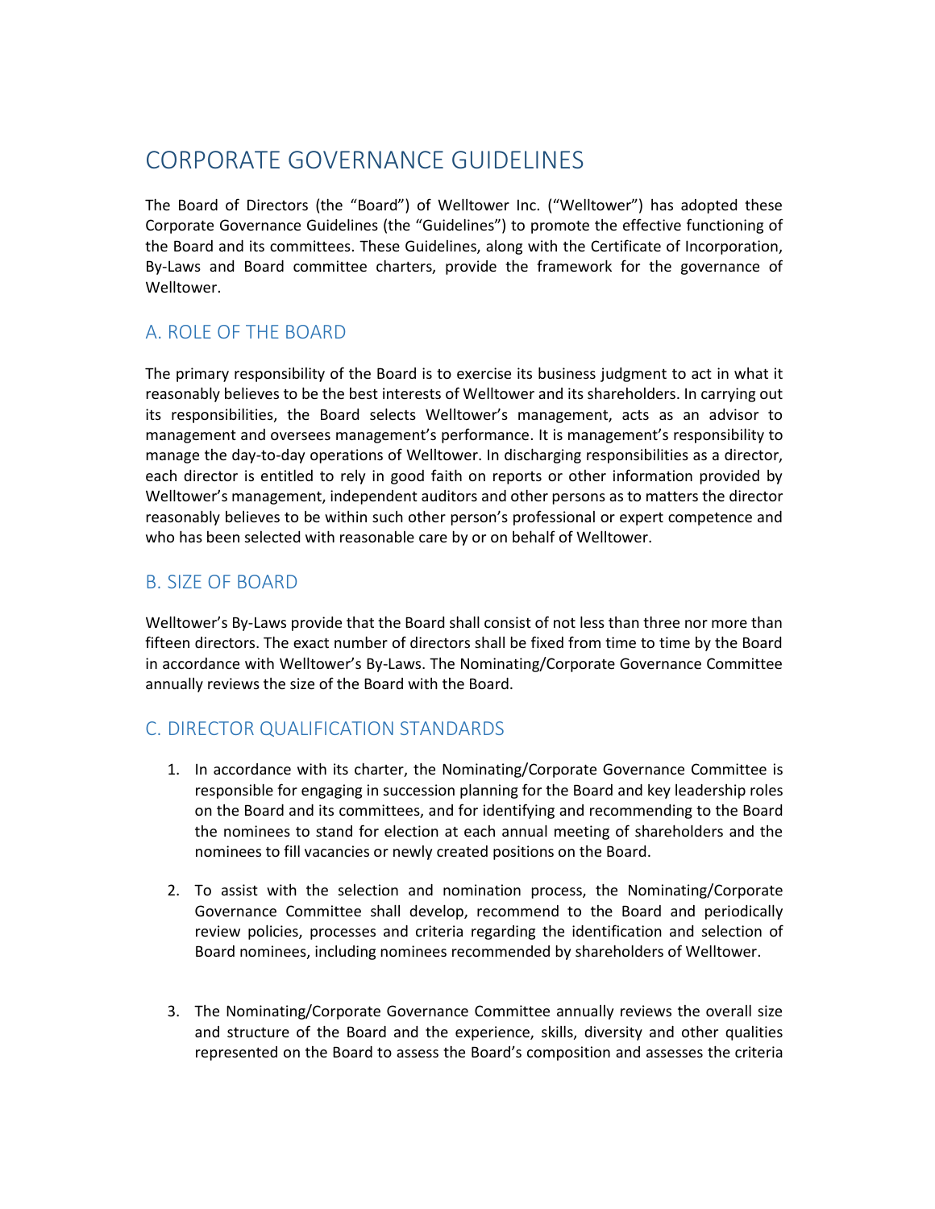# CORPORATE GOVERNANCE GUIDELINES

The Board of Directors (the "Board") of Welltower Inc. ("Welltower") has adopted these Corporate Governance Guidelines (the "Guidelines") to promote the effective functioning of the Board and its committees. These Guidelines, along with the Certificate of Incorporation, By-Laws and Board committee charters, provide the framework for the governance of Welltower.

## A. ROLE OF THE BOARD

The primary responsibility of the Board is to exercise its business judgment to act in what it reasonably believes to be the best interests of Welltower and its shareholders. In carrying out its responsibilities, the Board selects Welltower's management, acts as an advisor to management and oversees management's performance. It is management's responsibility to manage the day-to-day operations of Welltower. In discharging responsibilities as a director, each director is entitled to rely in good faith on reports or other information provided by Welltower's management, independent auditors and other persons as to matters the director reasonably believes to be within such other person's professional or expert competence and who has been selected with reasonable care by or on behalf of Welltower.

## B. SIZE OF BOARD

Welltower's By-Laws provide that the Board shall consist of not less than three nor more than fifteen directors. The exact number of directors shall be fixed from time to time by the Board in accordance with Welltower's By-Laws. The Nominating/Corporate Governance Committee annually reviews the size of the Board with the Board.

## C. DIRECTOR QUALIFICATION STANDARDS

1. In accordance with its charter, the Nominating/Corporate Governance Committee is responsible for engaging in succession planning for the Board and key leadership roles on the Board and its committees, and for identifying and recommending to the Board the nominees to stand for election at each annual meeting of shareholders and the nominees to fill vacancies or newly created positions on the Board.

2. To assist with the selection and nomination process, the Nominating/Corporate Governance Committee shall develop, recommend to the Board and periodically review policies, processes and criteria regarding the identification and selection of Board nominees, including nominees recommended by shareholders of Welltower.

3. The Nominating/Corporate Governance Committee annually reviews the overall size and structure of the Board and the experience, skills, diversity and other qualities represented on the Board to assess the Board's composition and assesses the criteria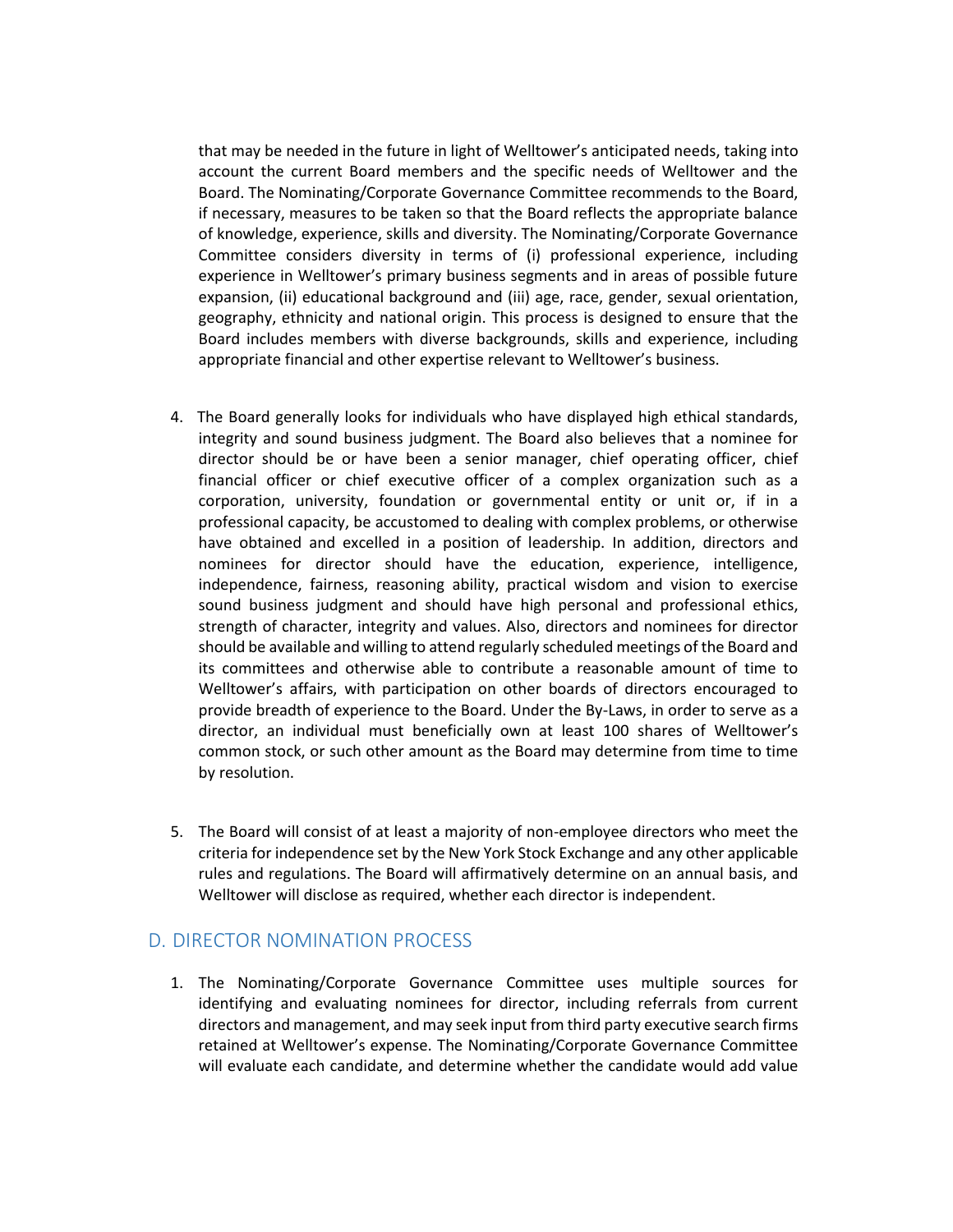that may be needed in the future in light of Welltower's anticipated needs, taking into account the current Board members and the specific needs of Welltower and the Board. The Nominating/Corporate Governance Committee recommends to the Board, if necessary, measures to be taken so that the Board reflects the appropriate balance of knowledge, experience, skills and diversity. The Nominating/Corporate Governance Committee considers diversity in terms of (i) professional experience, including experience in Welltower's primary business segments and in areas of possible future expansion, (ii) educational background and (iii) age, race, gender, sexual orientation, geography, ethnicity and national origin. This process is designed to ensure that the Board includes members with diverse backgrounds, skills and experience, including appropriate financial and other expertise relevant to Welltower's business.

4. The Board generally looks for individuals who have displayed high ethical standards, integrity and sound business judgment. The Board also believes that a nominee for director should be or have been a senior manager, chief operating officer, chief financial officer or chief executive officer of a complex organization such as a corporation, university, foundation or governmental entity or unit or, if in a professional capacity, be accustomed to dealing with complex problems, or otherwise have obtained and excelled in a position of leadership. In addition, directors and nominees for director should have the education, experience, intelligence, independence, fairness, reasoning ability, practical wisdom and vision to exercise sound business judgment and should have high personal and professional ethics, strength of character, integrity and values. Also, directors and nominees for director should be available and willing to attend regularly scheduled meetings of the Board and its committees and otherwise able to contribute a reasonable amount of time to Welltower's affairs, with participation on other boards of directors encouraged to provide breadth of experience to the Board. Under the By-Laws, in order to serve as a director, an individual must beneficially own at least 100 shares of Welltower's common stock, or such other amount as the Board may determine from time to time by resolution.

5. The Board will consist of at least a majority of non-employee directors who meet the criteria for independence set by the New York Stock Exchange and any other applicable rules and regulations. The Board will affirmatively determine on an annual basis, and Welltower will disclose as required, whether each director is independent.

## D. DIRECTOR NOMINATION PROCESS

1. The Nominating/Corporate Governance Committee uses multiple sources for identifying and evaluating nominees for director, including referrals from current directors and management, and may seek input from third party executive search firms retained at Welltower's expense. The Nominating/Corporate Governance Committee will evaluate each candidate, and determine whether the candidate would add value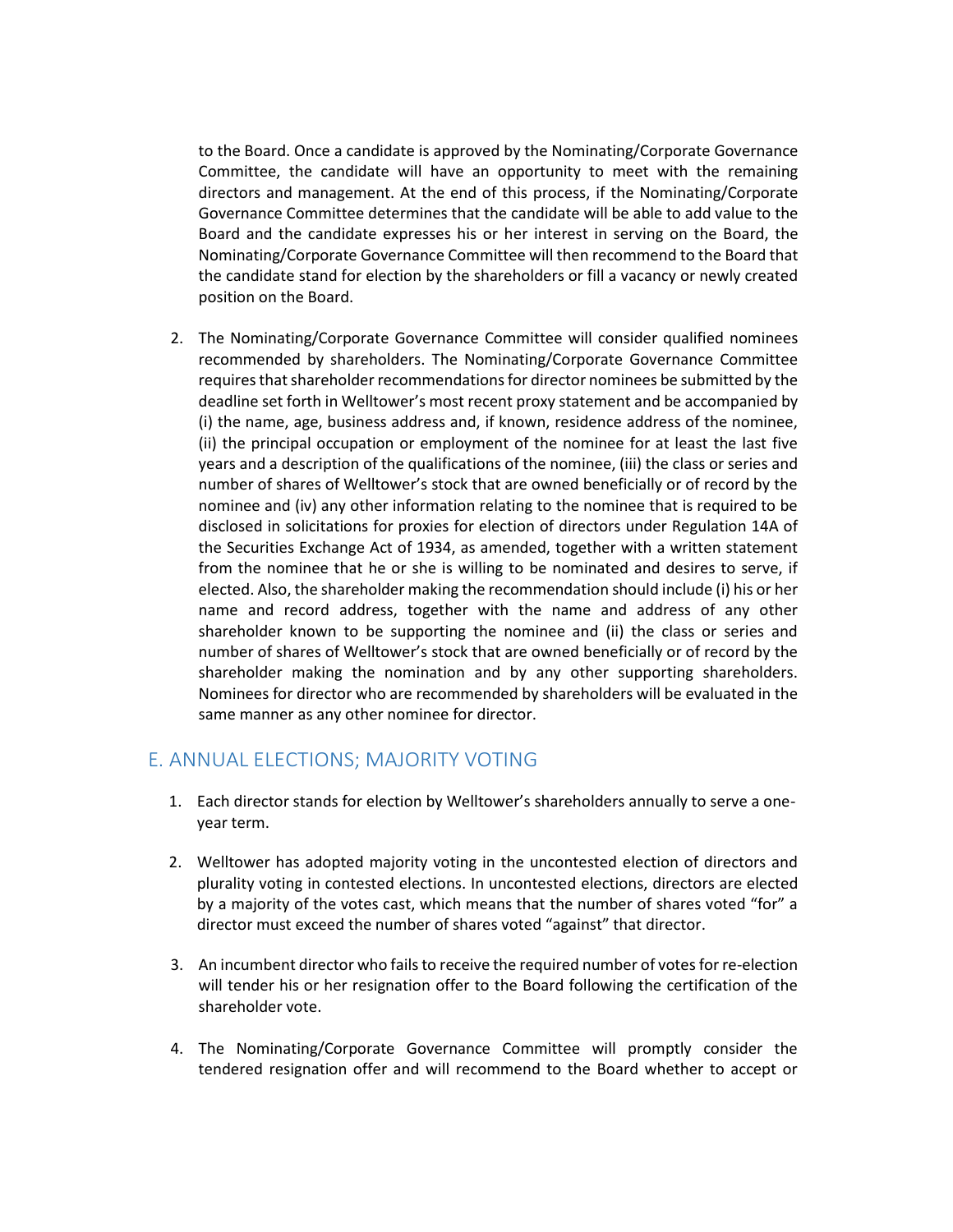to the Board. Once a candidate is approved by the Nominating/Corporate Governance Committee, the candidate will have an opportunity to meet with the remaining directors and management. At the end of this process, if the Nominating/Corporate Governance Committee determines that the candidate will be able to add value to the Board and the candidate expresses his or her interest in serving on the Board, the Nominating/Corporate Governance Committee will then recommend to the Board that the candidate stand for election by the shareholders or fill a vacancy or newly created position on the Board.

2. The Nominating/Corporate Governance Committee will consider qualified nominees recommended by shareholders. The Nominating/Corporate Governance Committee requires that shareholder recommendations for director nominees be submitted by the deadline set forth in Welltower's most recent proxy statement and be accompanied by (i) the name, age, business address and, if known, residence address of the nominee, (ii) the principal occupation or employment of the nominee for at least the last five years and a description of the qualifications of the nominee, (iii) the class or series and number of shares of Welltower's stock that are owned beneficially or of record by the nominee and (iv) any other information relating to the nominee that is required to be disclosed in solicitations for proxies for election of directors under Regulation 14A of the Securities Exchange Act of 1934, as amended, together with a written statement from the nominee that he or she is willing to be nominated and desires to serve, if elected. Also, the shareholder making the recommendation should include (i) his or her name and record address, together with the name and address of any other shareholder known to be supporting the nominee and (ii) the class or series and number of shares of Welltower's stock that are owned beneficially or of record by the shareholder making the nomination and by any other supporting shareholders. Nominees for director who are recommended by shareholders will be evaluated in the same manner as any other nominee for director.

## E. ANNUAL ELECTIONS; MAJORITY VOTING

1. Each director stands for election by Welltower's shareholders annually to serve a one-year term.

2. Welltower has adopted majority voting in the uncontested election of directors and plurality voting in contested elections. In uncontested elections, directors are elected by a majority of the votes cast, which means that the number of shares voted "for" a director must exceed the number of shares voted "against" that director.

3. An incumbent director who fails to receive the required number of votes for re-election will tender his or her resignation offer to the Board following the certification of the shareholder vote.

4. The Nominating/Corporate Governance Committee will promptly consider the tendered resignation offer and will recommend to the Board whether to accept or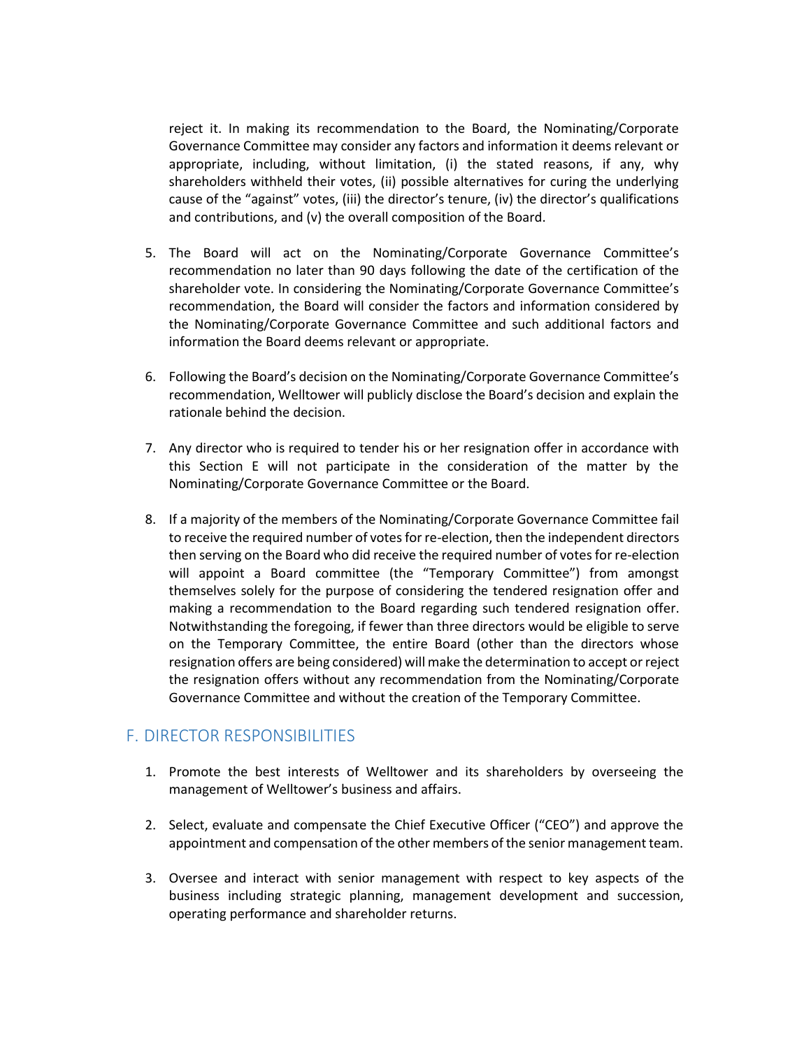reject it. In making its recommendation to the Board, the Nominating/Corporate Governance Committee may consider any factors and information it deems relevant or appropriate, including, without limitation, (i) the stated reasons, if any, why shareholders withheld their votes, (ii) possible alternatives for curing the underlying cause of the "against" votes, (iii) the director's tenure, (iv) the director's qualifications and contributions, and (v) the overall composition of the Board.

5. The Board will act on the Nominating/Corporate Governance Committee's recommendation no later than 90 days following the date of the certification of the shareholder vote. In considering the Nominating/Corporate Governance Committee's recommendation, the Board will consider the factors and information considered by the Nominating/Corporate Governance Committee and such additional factors and information the Board deems relevant or appropriate.

6. Following the Board's decision on the Nominating/Corporate Governance Committee's recommendation, Welltower will publicly disclose the Board's decision and explain the rationale behind the decision.

7. Any director who is required to tender his or her resignation offer in accordance with this Section E will not participate in the consideration of the matter by the Nominating/Corporate Governance Committee or the Board.

8. If a majority of the members of the Nominating/Corporate Governance Committee fail to receive the required number of votes for re-election, then the independent directors then serving on the Board who did receive the required number of votes for re-election will appoint a Board committee (the "Temporary Committee") from amongst themselves solely for the purpose of considering the tendered resignation offer and making a recommendation to the Board regarding such tendered resignation offer. Notwithstanding the foregoing, if fewer than three directors would be eligible to serve on the Temporary Committee, the entire Board (other than the directors whose resignation offers are being considered) will make the determination to accept or reject the resignation offers without any recommendation from the Nominating/Corporate Governance Committee and without the creation of the Temporary Committee.

## F. DIRECTOR RESPONSIBILITIES

1. Promote the best interests of Welltower and its shareholders by overseeing the management of Welltower's business and affairs.

2. Select, evaluate and compensate the Chief Executive Officer ("CEO") and approve the appointment and compensation of the other members of the senior management team.

3. Oversee and interact with senior management with respect to key aspects of the business including strategic planning, management development and succession, operating performance and shareholder returns.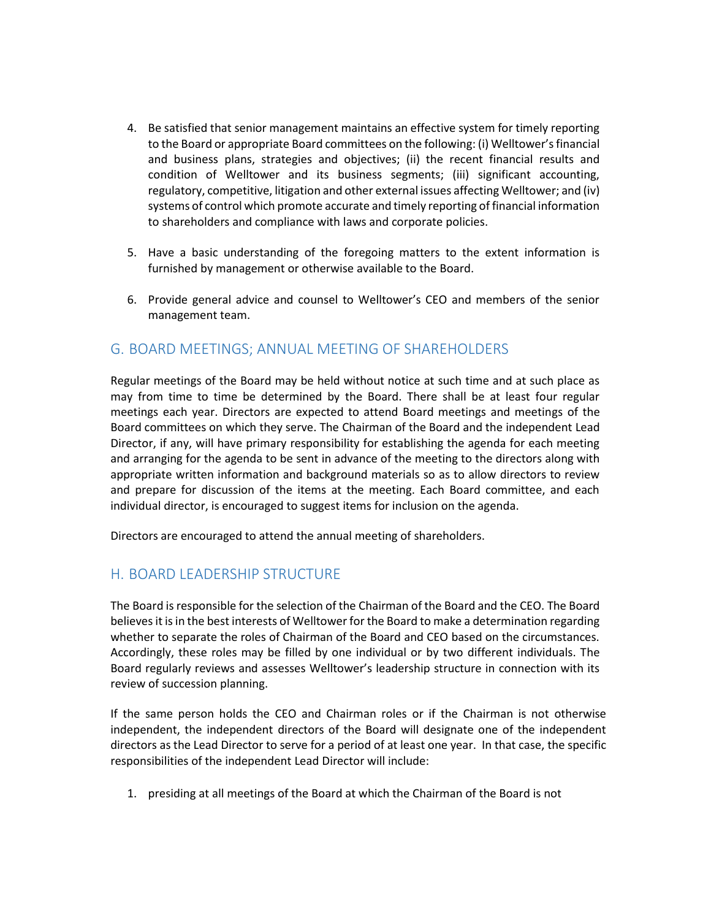4. Be satisfied that senior management maintains an effective system for timely reporting to the Board or appropriate Board committees on the following: (i) Welltower's financial and business plans, strategies and objectives; (ii) the recent financial results and condition of Welltower and its business segments; (iii) significant accounting, regulatory, competitive, litigation and other external issues affecting Welltower; and (iv) systems of control which promote accurate and timely reporting of financial information to shareholders and compliance with laws and corporate policies.

5. Have a basic understanding of the foregoing matters to the extent information is furnished by management or otherwise available to the Board.

6. Provide general advice and counsel to Welltower's CEO and members of the senior management team.

## G. BOARD MEETINGS; ANNUAL MEETING OF SHAREHOLDERS

Regular meetings of the Board may be held without notice at such time and at such place as may from time to time be determined by the Board. There shall be at least four regular meetings each year. Directors are expected to attend Board meetings and meetings of the Board committees on which they serve. The Chairman of the Board and the independent Lead Director, if any, will have primary responsibility for establishing the agenda for each meeting and arranging for the agenda to be sent in advance of the meeting to the directors along with appropriate written information and background materials so as to allow directors to review and prepare for discussion of the items at the meeting. Each Board committee, and each individual director, is encouraged to suggest items for inclusion on the agenda.

Directors are encouraged to attend the annual meeting of shareholders.

## H. BOARD LEADERSHIP STRUCTURE

The Board is responsible for the selection of the Chairman of the Board and the CEO. The Board believes it is in the best interests of Welltower for the Board to make a determination regarding whether to separate the roles of Chairman of the Board and CEO based on the circumstances. Accordingly, these roles may be filled by one individual or by two different individuals. The Board regularly reviews and assesses Welltower's leadership structure in connection with its review of succession planning.

If the same person holds the CEO and Chairman roles or if the Chairman is not otherwise independent, the independent directors of the Board will designate one of the independent directors as the Lead Director to serve for a period of at least one year. In that case, the specific responsibilities of the independent Lead Director will include:

1. presiding at all meetings of the Board at which the Chairman of the Board is not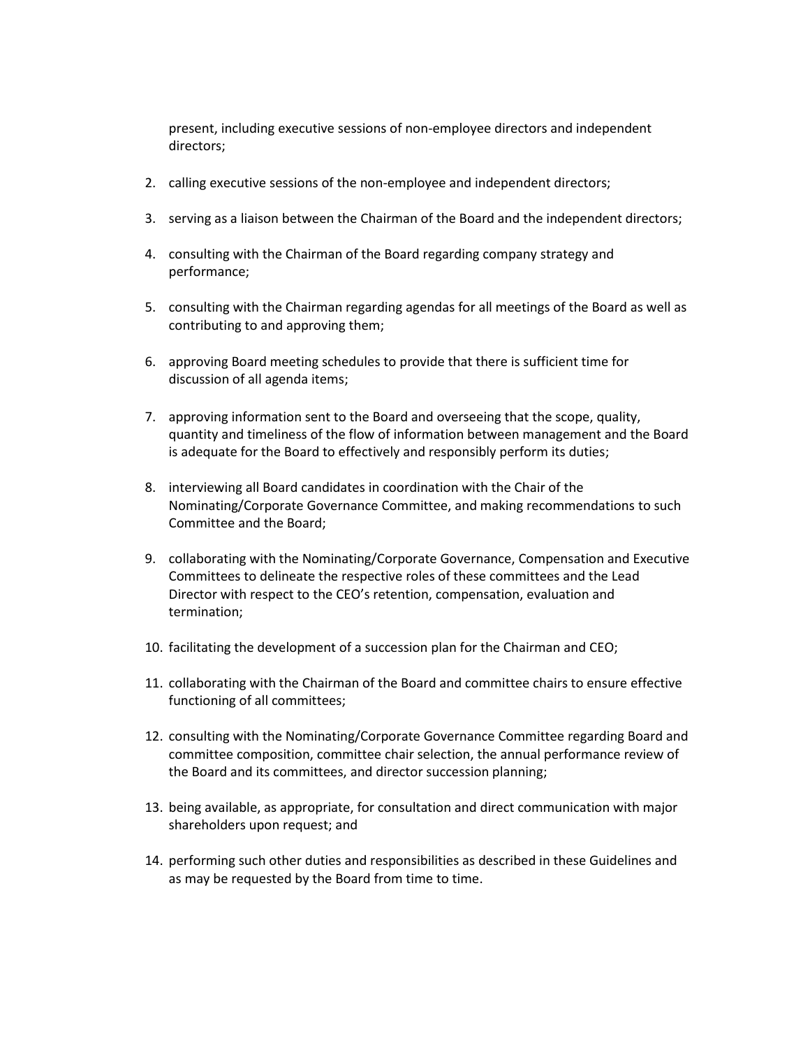present, including executive sessions of non-employee directors and independent directors;

2. calling executive sessions of the non-employee and independent directors;

3. serving as a liaison between the Chairman of the Board and the independent directors;

4. consulting with the Chairman of the Board regarding company strategy and performance;

5. consulting with the Chairman regarding agendas for all meetings of the Board as well as contributing to and approving them;

6. approving Board meeting schedules to provide that there is sufficient time for discussion of all agenda items;

7. approving information sent to the Board and overseeing that the scope, quality, quantity and timeliness of the flow of information between management and the Board is adequate for the Board to effectively and responsibly perform its duties;

8. interviewing all Board candidates in coordination with the Chair of the Nominating/Corporate Governance Committee, and making recommendations to such Committee and the Board;

9. collaborating with the Nominating/Corporate Governance, Compensation and Executive Committees to delineate the respective roles of these committees and the Lead Director with respect to the CEO's retention, compensation, evaluation and termination;

10. facilitating the development of a succession plan for the Chairman and CEO;

11. collaborating with the Chairman of the Board and committee chairs to ensure effective functioning of all committees;

12. consulting with the Nominating/Corporate Governance Committee regarding Board and committee composition, committee chair selection, the annual performance review of the Board and its committees, and director succession planning;

13. being available, as appropriate, for consultation and direct communication with major shareholders upon request; and

14. performing such other duties and responsibilities as described in these Guidelines and as may be requested by the Board from time to time.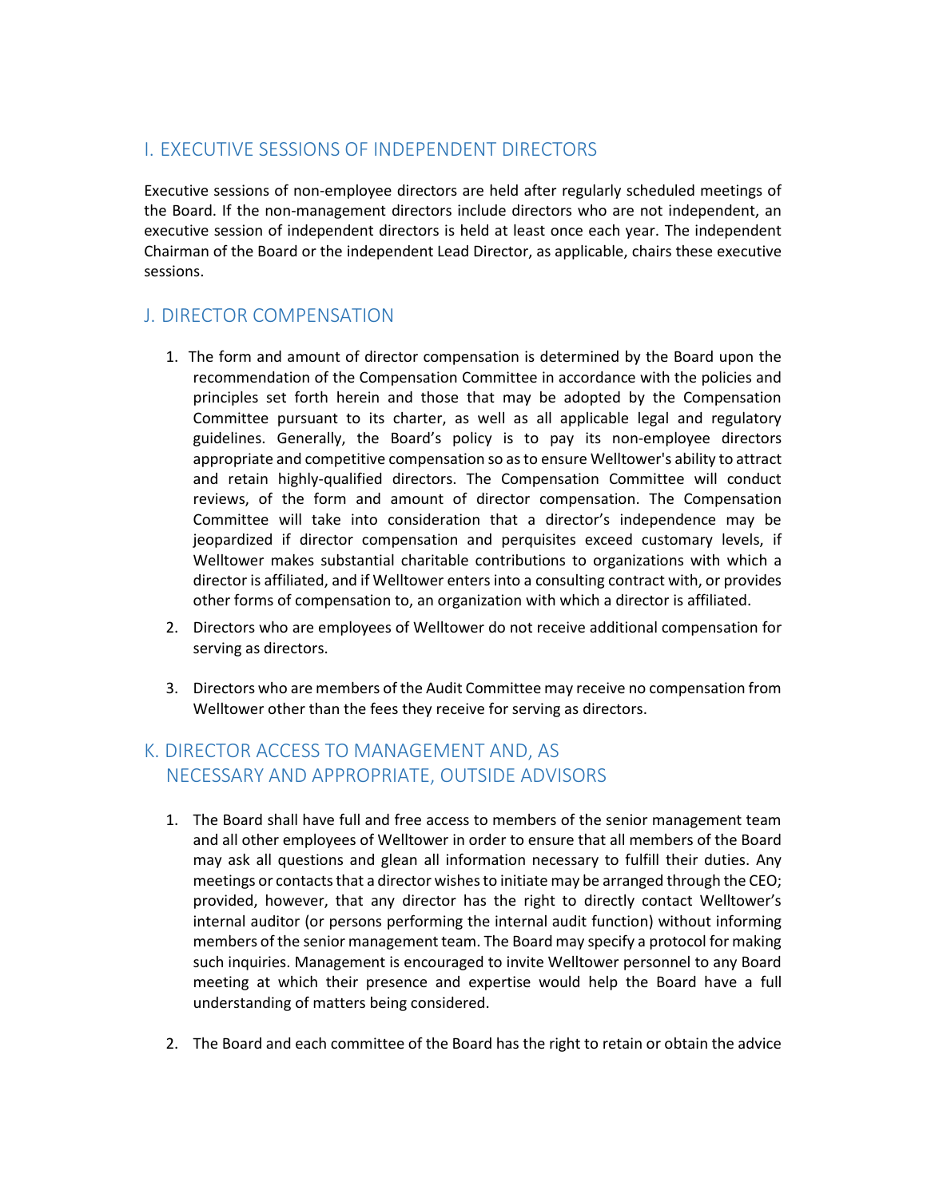## I. EXECUTIVE SESSIONS OF INDEPENDENT DIRECTORS

Executive sessions of non-employee directors are held after regularly scheduled meetings of the Board. If the non-management directors include directors who are not independent, an executive session of independent directors is held at least once each year. The independent Chairman of the Board or the independent Lead Director, as applicable, chairs these executive sessions.

## J. DIRECTOR COMPENSATION

1. The form and amount of director compensation is determined by the Board upon the recommendation of the Compensation Committee in accordance with the policies and principles set forth herein and those that may be adopted by the Compensation Committee pursuant to its charter, as well as all applicable legal and regulatory guidelines. Generally, the Board's policy is to pay its non-employee directors appropriate and competitive compensation so as to ensure Welltower's ability to attract and retain highly-qualified directors. The Compensation Committee will conduct reviews, of the form and amount of director compensation. The Compensation Committee will take into consideration that a director's independence may be jeopardized if director compensation and perquisites exceed customary levels, if Welltower makes substantial charitable contributions to organizations with which a director is affiliated, and if Welltower enters into a consulting contract with, or provides other forms of compensation to, an organization with which a director is affiliated.

2. Directors who are employees of Welltower do not receive additional compensation for serving as directors.

3. Directors who are members of the Audit Committee may receive no compensation from Welltower other than the fees they receive for serving as directors.

## K. DIRECTOR ACCESS TO MANAGEMENT AND, AS NECESSARY AND APPROPRIATE, OUTSIDE ADVISORS

1. The Board shall have full and free access to members of the senior management team and all other employees of Welltower in order to ensure that all members of the Board may ask all questions and glean all information necessary to fulfill their duties. Any meetings or contacts that a director wishes to initiate may be arranged through the CEO; provided, however, that any director has the right to directly contact Welltower's internal auditor (or persons performing the internal audit function) without informing members of the senior management team. The Board may specify a protocol for making such inquiries. Management is encouraged to invite Welltower personnel to any Board meeting at which their presence and expertise would help the Board have a full understanding of matters being considered.

2. The Board and each committee of the Board has the right to retain or obtain the advice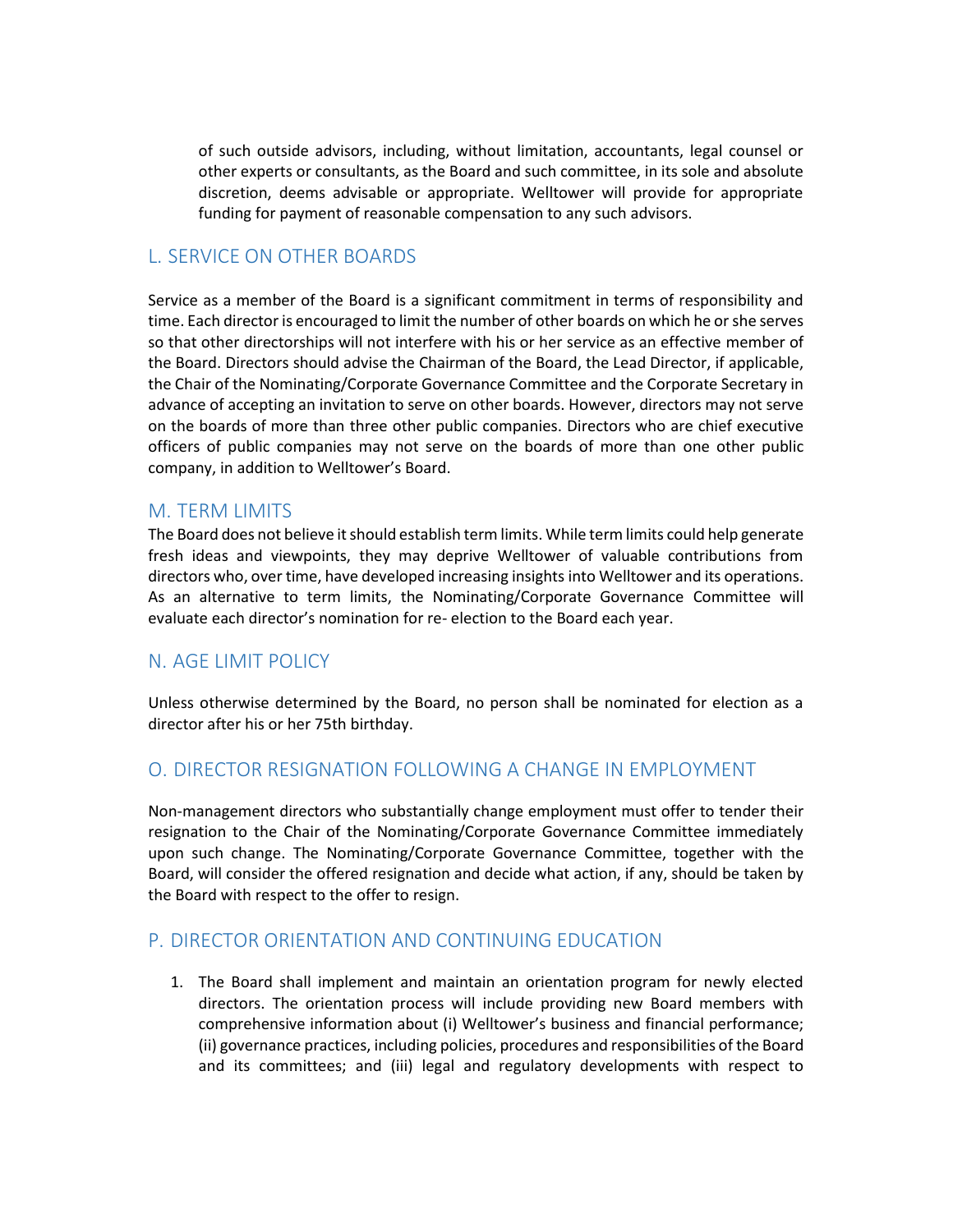of such outside advisors, including, without limitation, accountants, legal counsel or other experts or consultants, as the Board and such committee, in its sole and absolute discretion, deems advisable or appropriate. Welltower will provide for appropriate funding for payment of reasonable compensation to any such advisors.

## L. SERVICE ON OTHER BOARDS

Service as a member of the Board is a significant commitment in terms of responsibility and time. Each director is encouraged to limit the number of other boards on which he or she serves so that other directorships will not interfere with his or her service as an effective member of the Board. Directors should advise the Chairman of the Board, the Lead Director, if applicable, the Chair of the Nominating/Corporate Governance Committee and the Corporate Secretary in advance of accepting an invitation to serve on other boards. However, directors may not serve on the boards of more than three other public companies. Directors who are chief executive officers of public companies may not serve on the boards of more than one other public company, in addition to Welltower's Board.

## M. TERM LIMITS

The Board does not believe it should establish term limits. While term limits could help generate fresh ideas and viewpoints, they may deprive Welltower of valuable contributions from directors who, over time, have developed increasing insights into Welltower and its operations. As an alternative to term limits, the Nominating/Corporate Governance Committee will evaluate each director's nomination for re- election to the Board each year.

## N. AGE LIMIT POLICY

Unless otherwise determined by the Board, no person shall be nominated for election as a director after his or her 75th birthday.

## O. DIRECTOR RESIGNATION FOLLOWING A CHANGE IN EMPLOYMENT

Non-management directors who substantially change employment must offer to tender their resignation to the Chair of the Nominating/Corporate Governance Committee immediately upon such change. The Nominating/Corporate Governance Committee, together with the Board, will consider the offered resignation and decide what action, if any, should be taken by the Board with respect to the offer to resign.

## P. DIRECTOR ORIENTATION AND CONTINUING EDUCATION

1. The Board shall implement and maintain an orientation program for newly elected directors. The orientation process will include providing new Board members with comprehensive information about (i) Welltower's business and financial performance; (ii) governance practices, including policies, procedures and responsibilities of the Board and its committees; and (iii) legal and regulatory developments with respect to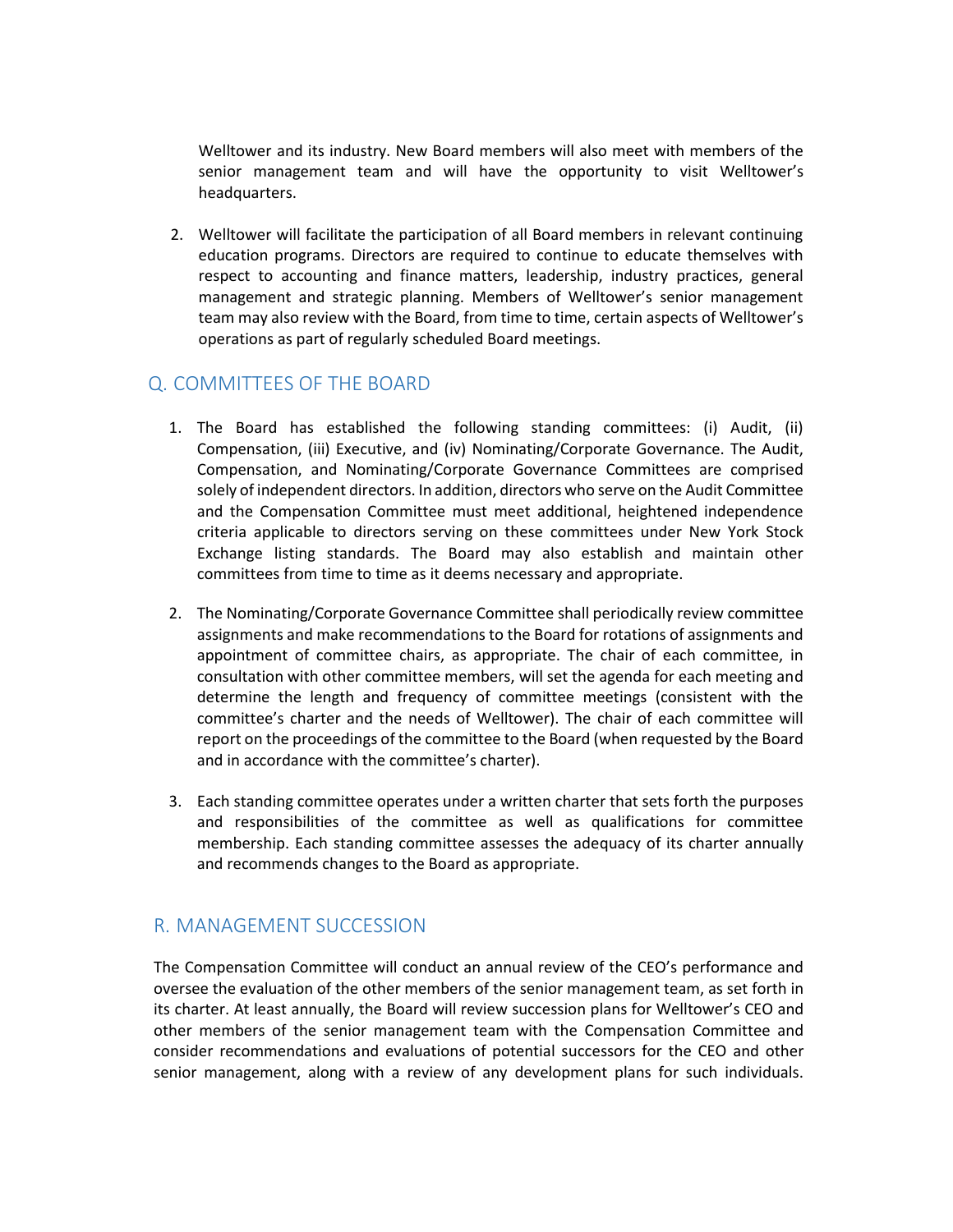Welltower and its industry. New Board members will also meet with members of the senior management team and will have the opportunity to visit Welltower's headquarters.

2. Welltower will facilitate the participation of all Board members in relevant continuing education programs. Directors are required to continue to educate themselves with respect to accounting and finance matters, leadership, industry practices, general management and strategic planning. Members of Welltower's senior management team may also review with the Board, from time to time, certain aspects of Welltower's operations as part of regularly scheduled Board meetings.

## Q. COMMITTEES OF THE BOARD

1. The Board has established the following standing committees: (i) Audit, (ii) Compensation, (iii) Executive, and (iv) Nominating/Corporate Governance. The Audit, Compensation, and Nominating/Corporate Governance Committees are comprised solely of independent directors. In addition, directors who serve on the Audit Committee and the Compensation Committee must meet additional, heightened independence criteria applicable to directors serving on these committees under New York Stock Exchange listing standards. The Board may also establish and maintain other committees from time to time as it deems necessary and appropriate.

2. The Nominating/Corporate Governance Committee shall periodically review committee assignments and make recommendations to the Board for rotations of assignments and appointment of committee chairs, as appropriate. The chair of each committee, in consultation with other committee members, will set the agenda for each meeting and determine the length and frequency of committee meetings (consistent with the committee's charter and the needs of Welltower). The chair of each committee will report on the proceedings of the committee to the Board (when requested by the Board and in accordance with the committee's charter).

3. Each standing committee operates under a written charter that sets forth the purposes and responsibilities of the committee as well as qualifications for committee membership. Each standing committee assesses the adequacy of its charter annually and recommends changes to the Board as appropriate.

## R. MANAGEMENT SUCCESSION

The Compensation Committee will conduct an annual review of the CEO's performance and oversee the evaluation of the other members of the senior management team, as set forth in its charter. At least annually, the Board will review succession plans for Welltower's CEO and other members of the senior management team with the Compensation Committee and consider recommendations and evaluations of potential successors for the CEO and other senior management, along with a review of any development plans for such individuals.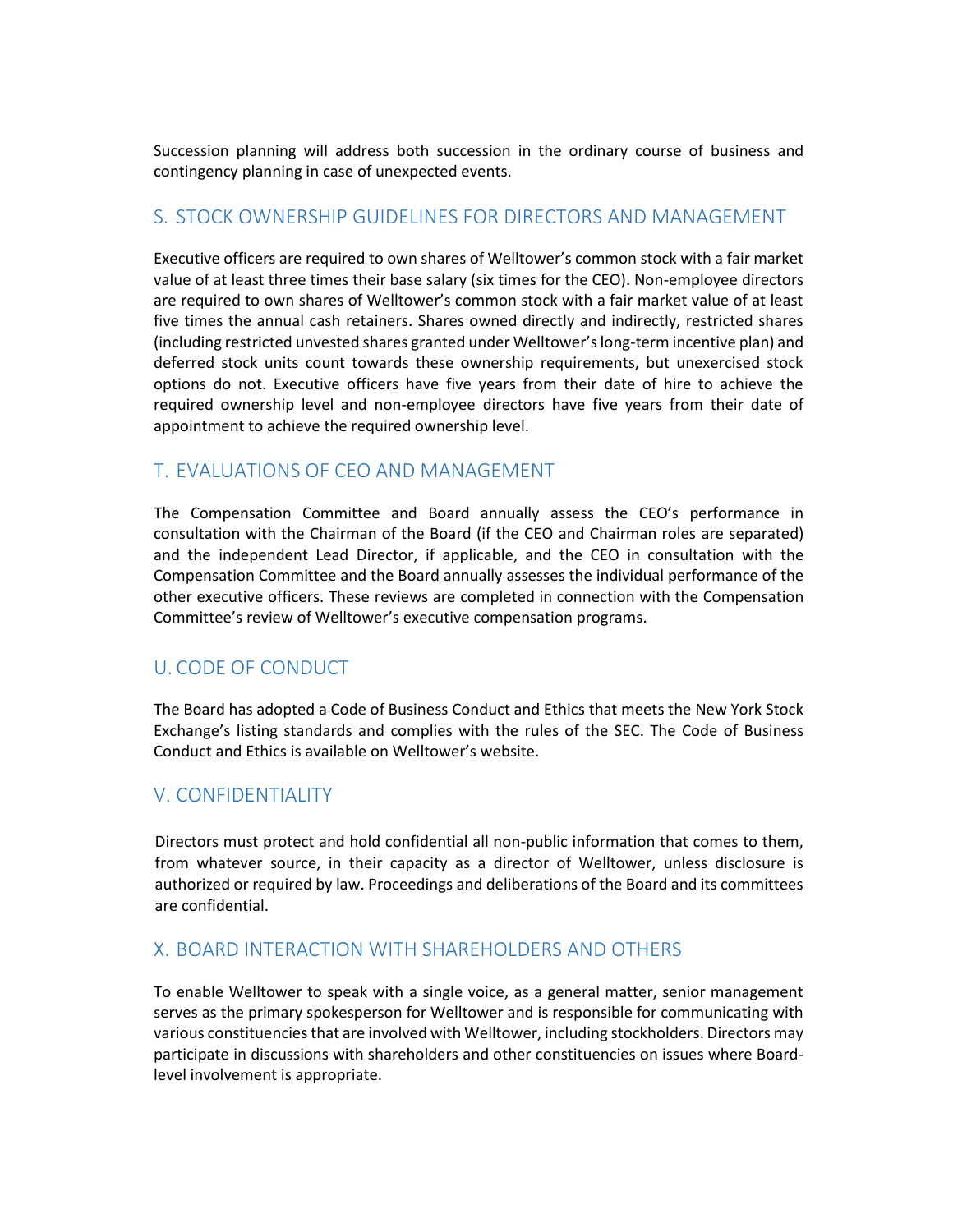Succession planning will address both succession in the ordinary course of business and contingency planning in case of unexpected events.

## S. STOCK OWNERSHIP GUIDELINES FOR DIRECTORS AND MANAGEMENT

Executive officers are required to own shares of Welltower's common stock with a fair market value of at least three times their base salary (six times for the CEO). Non-employee directors are required to own shares of Welltower's common stock with a fair market value of at least five times the annual cash retainers. Shares owned directly and indirectly, restricted shares (including restricted unvested shares granted under Welltower's long-term incentive plan) and deferred stock units count towards these ownership requirements, but unexercised stock options do not. Executive officers have five years from their date of hire to achieve the required ownership level and non-employee directors have five years from their date of appointment to achieve the required ownership level.

## T. EVALUATIONS OF CEO AND MANAGEMENT

The Compensation Committee and Board annually assess the CEO's performance in consultation with the Chairman of the Board (if the CEO and Chairman roles are separated) and the independent Lead Director, if applicable, and the CEO in consultation with the Compensation Committee and the Board annually assesses the individual performance of the other executive officers. These reviews are completed in connection with the Compensation Committee's review of Welltower's executive compensation programs.

## U. CODE OF CONDUCT

The Board has adopted a Code of Business Conduct and Ethics that meets the New York Stock Exchange's listing standards and complies with the rules of the SEC. The Code of Business Conduct and Ethics is available on Welltower's website.

## V. CONFIDENTIALITY

Directors must protect and hold confidential all non-public information that comes to them, from whatever source, in their capacity as a director of Welltower, unless disclosure is authorized or required by law. Proceedings and deliberations of the Board and its committees are confidential.

## X. BOARD INTERACTION WITH SHAREHOLDERS AND OTHERS

To enable Welltower to speak with a single voice, as a general matter, senior management serves as the primary spokesperson for Welltower and is responsible for communicating with various constituencies that are involved with Welltower, including stockholders. Directors may participate in discussions with shareholders and other constituencies on issues where Board-level involvement is appropriate.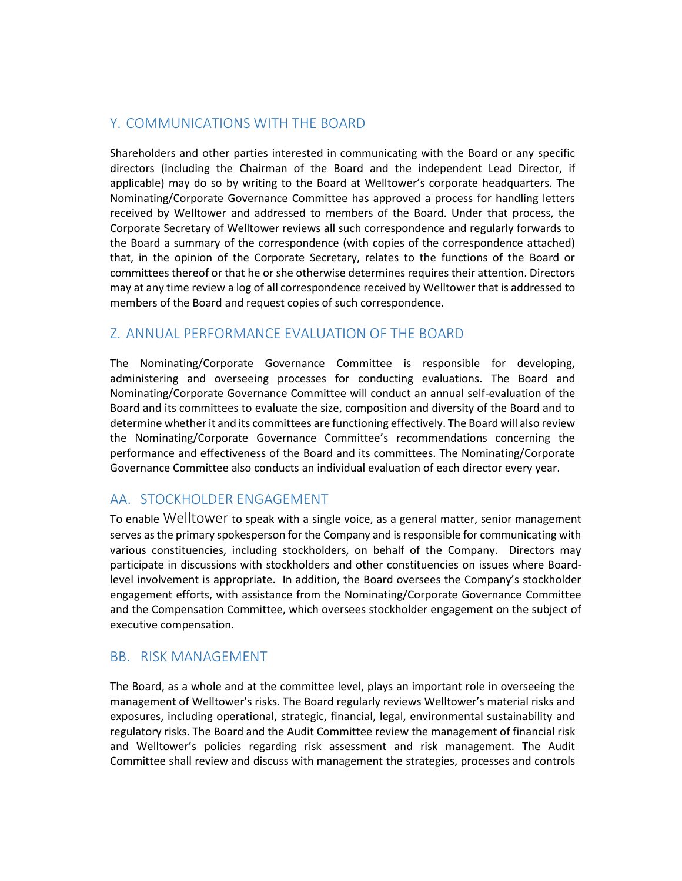## Y. COMMUNICATIONS WITH THE BOARD

Shareholders and other parties interested in communicating with the Board or any specific directors (including the Chairman of the Board and the independent Lead Director, if applicable) may do so by writing to the Board at Welltower's corporate headquarters. The Nominating/Corporate Governance Committee has approved a process for handling letters received by Welltower and addressed to members of the Board. Under that process, the Corporate Secretary of Welltower reviews all such correspondence and regularly forwards to the Board a summary of the correspondence (with copies of the correspondence attached) that, in the opinion of the Corporate Secretary, relates to the functions of the Board or committees thereof or that he or she otherwise determines requires their attention. Directors may at any time review a log of all correspondence received by Welltower that is addressed to members of the Board and request copies of such correspondence.

## Z. ANNUAL PERFORMANCE EVALUATION OF THE BOARD

The Nominating/Corporate Governance Committee is responsible for developing, administering and overseeing processes for conducting evaluations. The Board and Nominating/Corporate Governance Committee will conduct an annual self-evaluation of the Board and its committees to evaluate the size, composition and diversity of the Board and to determine whether it and its committees are functioning effectively. The Board will also review the Nominating/Corporate Governance Committee's recommendations concerning the performance and effectiveness of the Board and its committees. The Nominating/Corporate Governance Committee also conducts an individual evaluation of each director every year.

## AA. STOCKHOLDER ENGAGEMENT

To enable Welltower to speak with a single voice, as a general matter, senior management serves as the primary spokesperson for the Company and is responsible for communicating with various constituencies, including stockholders, on behalf of the Company. Directors may participate in discussions with stockholders and other constituencies on issues where Board-level involvement is appropriate. In addition, the Board oversees the Company's stockholder engagement efforts, with assistance from the Nominating/Corporate Governance Committee and the Compensation Committee, which oversees stockholder engagement on the subject of executive compensation.

## BB. RISK MANAGEMENT

The Board, as a whole and at the committee level, plays an important role in overseeing the management of Welltower's risks. The Board regularly reviews Welltower's material risks and exposures, including operational, strategic, financial, legal, environmental sustainability and regulatory risks. The Board and the Audit Committee review the management of financial risk and Welltower's policies regarding risk assessment and risk management. The Audit Committee shall review and discuss with management the strategies, processes and controls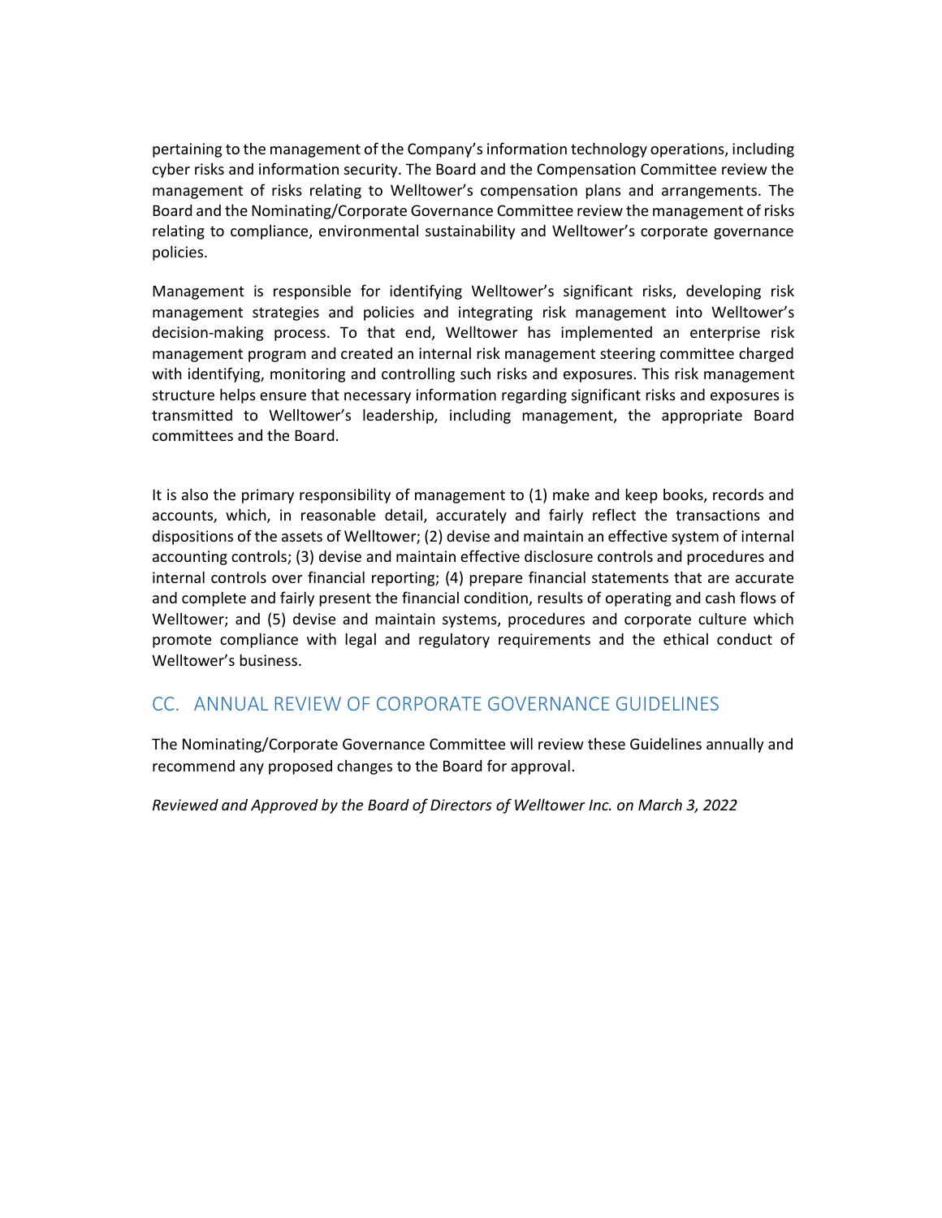pertaining to the management of the Company's information technology operations, including cyber risks and information security. The Board and the Compensation Committee review the management of risks relating to Welltower's compensation plans and arrangements. The Board and the Nominating/Corporate Governance Committee review the management of risks relating to compliance, environmental sustainability and Welltower's corporate governance policies.

Management is responsible for identifying Welltower's significant risks, developing risk management strategies and policies and integrating risk management into Welltower's decision-making process. To that end, Welltower has implemented an enterprise risk management program and created an internal risk management steering committee charged with identifying, monitoring and controlling such risks and exposures. This risk management structure helps ensure that necessary information regarding significant risks and exposures is transmitted to Welltower's leadership, including management, the appropriate Board committees and the Board.

It is also the primary responsibility of management to (1) make and keep books, records and accounts, which, in reasonable detail, accurately and fairly reflect the transactions and dispositions of the assets of Welltower; (2) devise and maintain an effective system of internal accounting controls; (3) devise and maintain effective disclosure controls and procedures and internal controls over financial reporting; (4) prepare financial statements that are accurate and complete and fairly present the financial condition, results of operating and cash flows of Welltower; and (5) devise and maintain systems, procedures and corporate culture which promote compliance with legal and regulatory requirements and the ethical conduct of Welltower's business.

## CC. ANNUAL REVIEW OF CORPORATE GOVERNANCE GUIDELINES

The Nominating/Corporate Governance Committee will review these Guidelines annually and recommend any proposed changes to the Board for approval.

*Reviewed and Approved by the Board of Directors of Welltower Inc. on March 3, 2022*